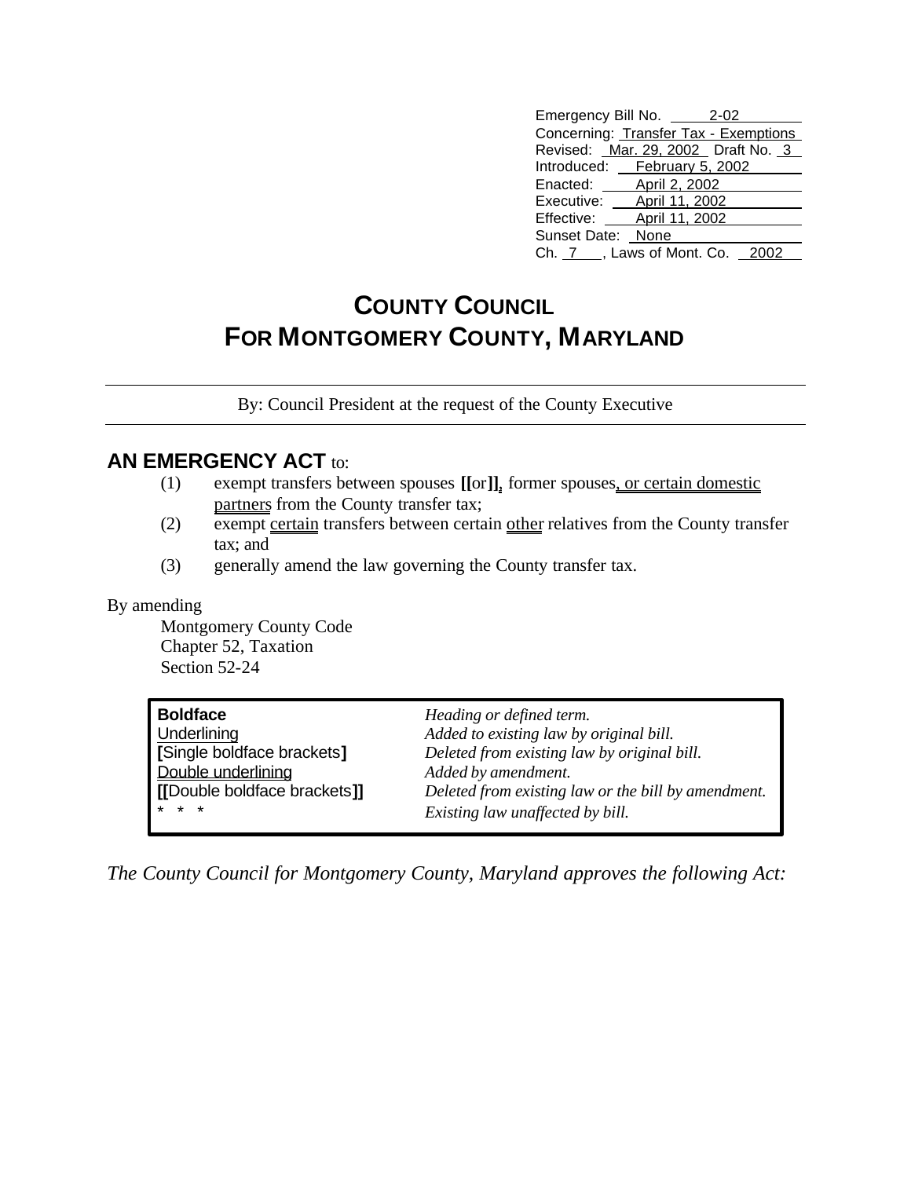| | |
|---|---|
| Emergency Bill No. | 2-02 |
| Concerning: | Transfer Tax - Exemptions |
| Revised: | Mar. 29, 2002 Draft No. 3 |
| Introduced: | February 5, 2002 |
| Enacted: | April 2, 2002 |
| Executive: | April 11, 2002 |
| Effective: | April 11, 2002 |
| Sunset Date: | None |
| Ch. 7, Laws of Mont. Co. | 2002 |

# COUNTY COUNCIL FOR MONTGOMERY COUNTY, MARYLAND

By: Council President at the request of the County Executive

## AN EMERGENCY ACT to:

(1) exempt transfers between spouses **[[**or**]]**, former spouses, or certain domestic partners from the County transfer tax;

(2) exempt certain transfers between certain other relatives from the County transfer tax; and

(3) generally amend the law governing the County transfer tax.

By amending

Montgomery County Code
Chapter 52, Taxation
Section 52-24

| | |
|---|---|
| **Boldface** | *Heading or defined term.* |
| Underlining | *Added to existing law by original bill.* |
| **[**Single boldface brackets**]** | *Deleted from existing law by original bill.* |
| Double underlining | *Added by amendment.* |
| **[[**Double boldface brackets**]]** | *Deleted from existing law or the bill by amendment.* |
| * * * | *Existing law unaffected by bill.* |

*The County Council for Montgomery County, Maryland approves the following Act:*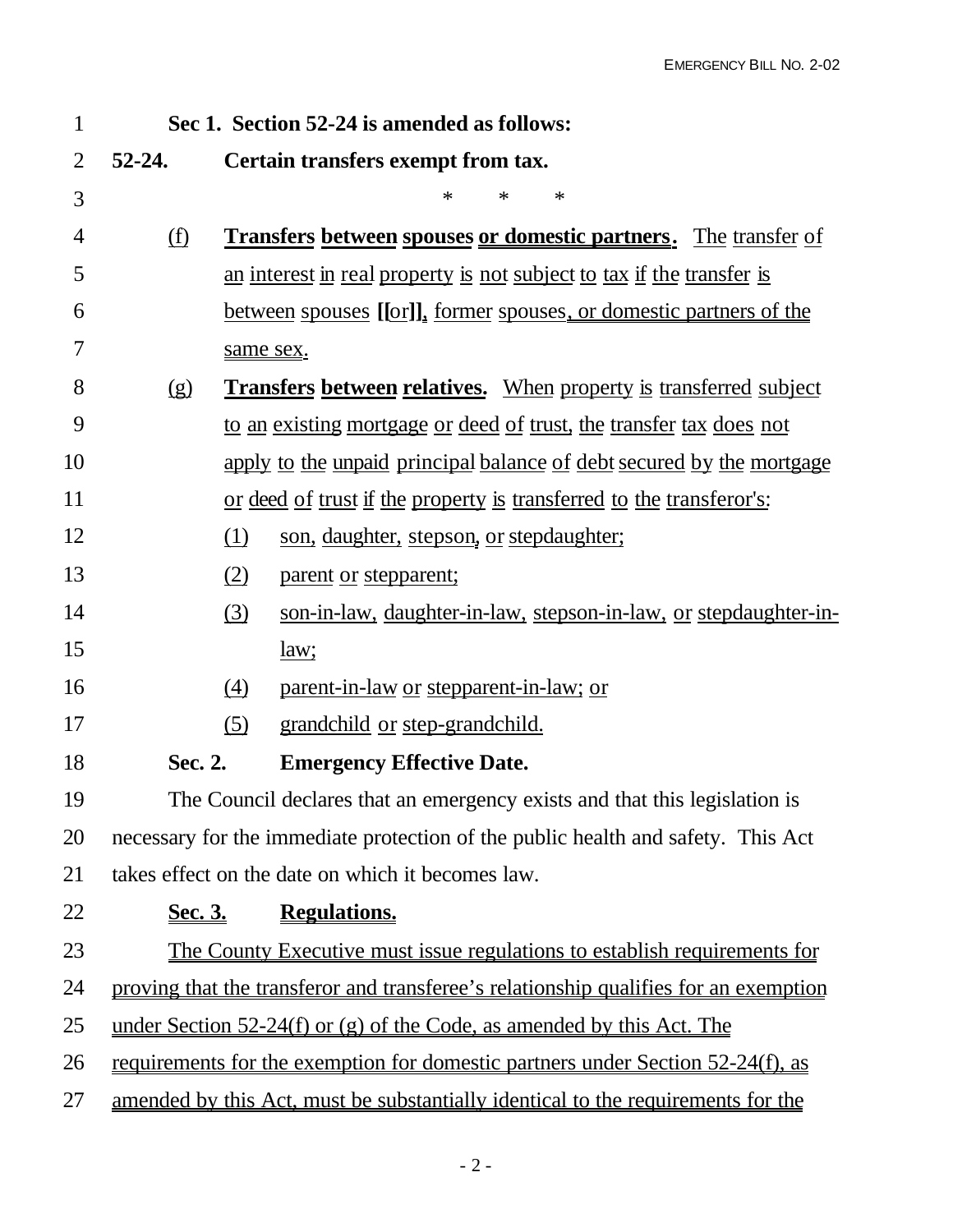**Sec 1. Section 52-24 is amended as follows:**

**52-24. Certain transfers exempt from tax.**

\* \* \*

(f) **Transfers between spouses or domestic partners.** The transfer of an interest in real property is not subject to tax if the transfer is between spouses [[or]], former spouses, or domestic partners of the same sex.

(g) **Transfers between relatives.** When property is transferred subject to an existing mortgage or deed of trust, the transfer tax does not apply to the unpaid principal balance of debt secured by the mortgage or deed of trust if the property is transferred to the transferor's:

(1) son, daughter, stepson, or stepdaughter;

(2) parent or stepparent;

(3) son-in-law, daughter-in-law, stepson-in-law, or stepdaughter-in-law;

(4) parent-in-law or stepparent-in-law; or

(5) grandchild or step-grandchild.

**Sec. 2. Emergency Effective Date.**

The Council declares that an emergency exists and that this legislation is necessary for the immediate protection of the public health and safety. This Act takes effect on the date on which it becomes law.

**Sec. 3. Regulations.**

The County Executive must issue regulations to establish requirements for proving that the transferor and transferee's relationship qualifies for an exemption under Section 52-24(f) or (g) of the Code, as amended by this Act. The requirements for the exemption for domestic partners under Section 52-24(f), as amended by this Act, must be substantially identical to the requirements for the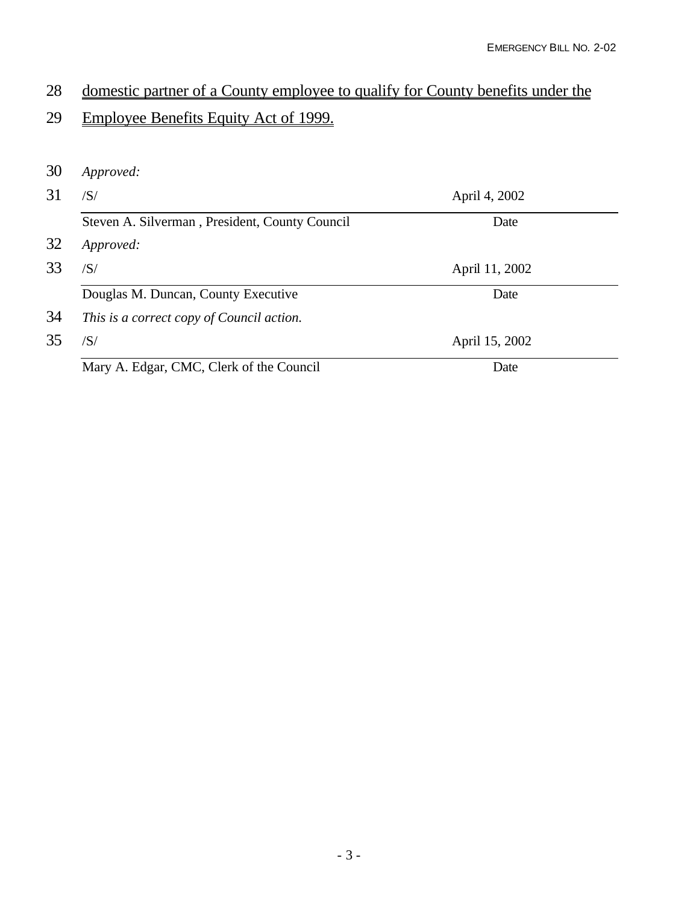28 domestic partner of a County employee to qualify for County benefits under the

29 Employee Benefits Equity Act of 1999.

30 *Approved:*

31 /S/ April 4, 2002

Steven A. Silverman , President, County Council Date

32 *Approved:*

33 /S/ April 11, 2002

Douglas M. Duncan, County Executive Date

34 *This is a correct copy of Council action.*

35 /S/ April 15, 2002

Mary A. Edgar, CMC, Clerk of the Council Date